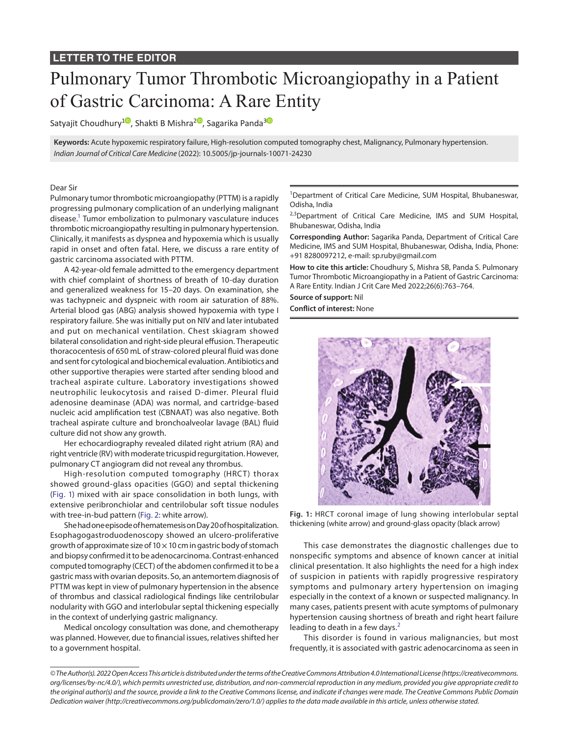LETTER TO THE EDITOR

# Pulmonary Tumor Thrombotic Microangiopathy in a Patient of Gastric Carcinoma: A Rare Entity

Satyajit Choudhury[1], Shakti B Mishra[2], Sagarika Panda[3]

**Keywords:** Acute hypoxemic respiratory failure, High-resolution computed tomography chest, Malignancy, Pulmonary hypertension.
*Indian Journal of Critical Care Medicine* (2022): 10.5005/jp-journals-10071-24230

[1]Department of Critical Care Medicine, SUM Hospital, Bhubaneswar, Odisha, India

[2,3]Department of Critical Care Medicine, IMS and SUM Hospital, Bhubaneswar, Odisha, India

**Corresponding Author:** Sagarika Panda, Department of Critical Care Medicine, IMS and SUM Hospital, Bhubaneswar, Odisha, India, Phone: +91 8280097212, e-mail: sp.ruby@gmail.com

**How to cite this article:** Choudhury S, Mishra SB, Panda S. Pulmonary Tumor Thrombotic Microangiopathy in a Patient of Gastric Carcinoma: A Rare Entity. Indian J Crit Care Med 2022;26(6):763–764.

**Source of support:** Nil

**Conflict of interest:** None

Dear Sir

Pulmonary tumor thrombotic microangiopathy (PTTM) is a rapidly progressing pulmonary complication of an underlying malignant disease.[1] Tumor embolization to pulmonary vasculature induces thrombotic microangiopathy resulting in pulmonary hypertension. Clinically, it manifests as dyspnea and hypoxemia which is usually rapid in onset and often fatal. Here, we discuss a rare entity of gastric carcinoma associated with PTTM.

A 42-year-old female admitted to the emergency department with chief complaint of shortness of breath of 10-day duration and generalized weakness for 15–20 days. On examination, she was tachypneic and dyspneic with room air saturation of 88%. Arterial blood gas (ABG) analysis showed hypoxemia with type I respiratory failure. She was initially put on NIV and later intubated and put on mechanical ventilation. Chest skiagram showed bilateral consolidation and right-side pleural effusion. Therapeutic thoracocentesis of 650 mL of straw-colored pleural fluid was done and sent for cytological and biochemical evaluation. Antibiotics and other supportive therapies were started after sending blood and tracheal aspirate culture. Laboratory investigations showed neutrophilic leukocytosis and raised D-dimer. Pleural fluid adenosine deaminase (ADA) was normal, and cartridge-based nucleic acid amplification test (CBNAAT) was also negative. Both tracheal aspirate culture and bronchoalveolar lavage (BAL) fluid culture did not show any growth.

Her echocardiography revealed dilated right atrium (RA) and right ventricle (RV) with moderate tricuspid regurgitation. However, pulmonary CT angiogram did not reveal any thrombus.

High-resolution computed tomography (HRCT) thorax showed ground-glass opacities (GGO) and septal thickening (Fig. 1) mixed with air space consolidation in both lungs, with extensive peribronchiolar and centrilobular soft tissue nodules with tree-in-bud pattern (Fig. 2: white arrow).

She had one episode of hematemesis on Day 20 of hospitalization. Esophagogastroduodenoscopy showed an ulcero-proliferative growth of approximate size of 10 × 10 cm in gastric body of stomach and biopsy confirmed it to be adenocarcinoma. Contrast-enhanced computed tomography (CECT) of the abdomen confirmed it to be a gastric mass with ovarian deposits. So, an antemortem diagnosis of PTTM was kept in view of pulmonary hypertension in the absence of thrombus and classical radiological findings like centrilobular nodularity with GGO and interlobular septal thickening especially in the context of underlying gastric malignancy.

Medical oncology consultation was done, and chemotherapy was planned. However, due to financial issues, relatives shifted her to a government hospital.

**Fig. 1:** HRCT coronal image of lung showing interlobular septal thickening (white arrow) and ground-glass opacity (black arrow)

This case demonstrates the diagnostic challenges due to nonspecific symptoms and absence of known cancer at initial clinical presentation. It also highlights the need for a high index of suspicion in patients with rapidly progressive respiratory symptoms and pulmonary artery hypertension on imaging especially in the context of a known or suspected malignancy. In many cases, patients present with acute symptoms of pulmonary hypertension causing shortness of breath and right heart failure leading to death in a few days.[2]

This disorder is found in various malignancies, but most frequently, it is associated with gastric adenocarcinoma as seen in

*© The Author(s). 2022 Open Access This article is distributed under the terms of the Creative Commons Attribution 4.0 International License (https://creativecommons.org/licenses/by-nc/4.0/), which permits unrestricted use, distribution, and non-commercial reproduction in any medium, provided you give appropriate credit to the original author(s) and the source, provide a link to the Creative Commons license, and indicate if changes were made. The Creative Commons Public Domain Dedication waiver (http://creativecommons.org/publicdomain/zero/1.0/) applies to the data made available in this article, unless otherwise stated.*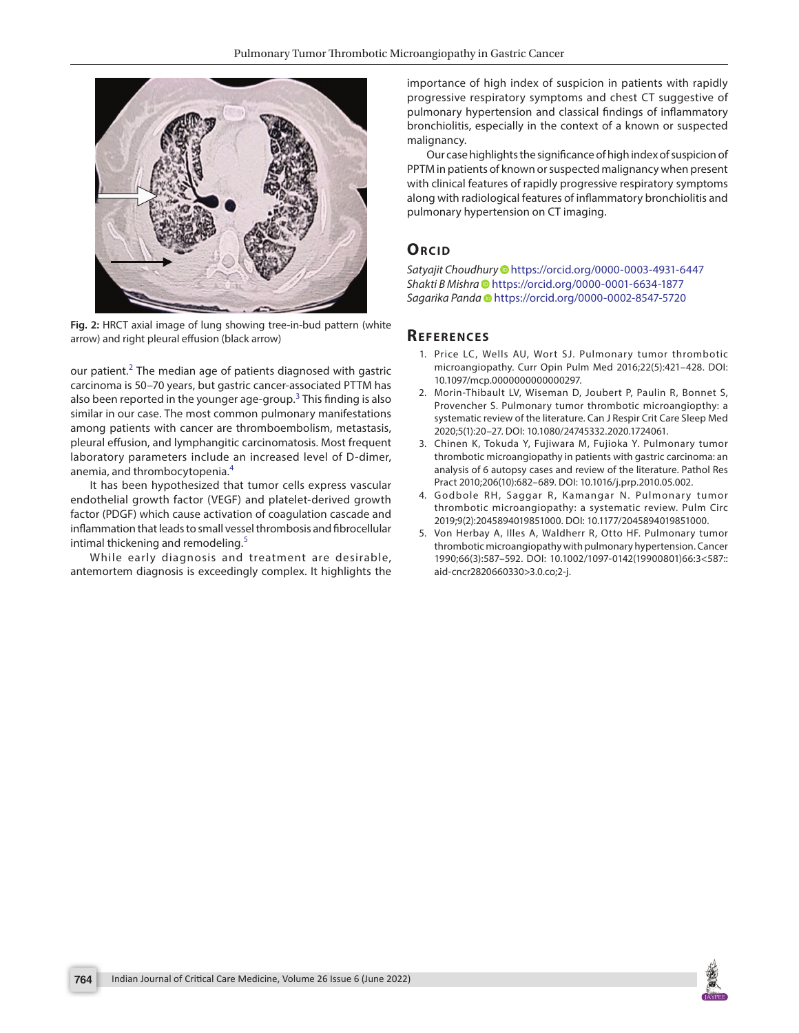Fig. 2: HRCT axial image of lung showing tree-in-bud pattern (white arrow) and right pleural effusion (black arrow)

our patient.[2] The median age of patients diagnosed with gastric carcinoma is 50–70 years, but gastric cancer-associated PTTM has also been reported in the younger age-group.[3] This finding is also similar in our case. The most common pulmonary manifestations among patients with cancer are thromboembolism, metastasis, pleural effusion, and lymphangitic carcinomatosis. Most frequent laboratory parameters include an increased level of D-dimer, anemia, and thrombocytopenia.[4]

It has been hypothesized that tumor cells express vascular endothelial growth factor (VEGF) and platelet-derived growth factor (PDGF) which cause activation of coagulation cascade and inflammation that leads to small vessel thrombosis and fibrocellular intimal thickening and remodeling.[5]

While early diagnosis and treatment are desirable, antemortem diagnosis is exceedingly complex. It highlights the importance of high index of suspicion in patients with rapidly progressive respiratory symptoms and chest CT suggestive of pulmonary hypertension and classical findings of inflammatory bronchiolitis, especially in the context of a known or suspected malignancy.

Our case highlights the significance of high index of suspicion of PPTM in patients of known or suspected malignancy when present with clinical features of rapidly progressive respiratory symptoms along with radiological features of inflammatory bronchiolitis and pulmonary hypertension on CT imaging.

## Orcid

*Satyajit Choudhury* https://orcid.org/0000-0003-4931-6447
*Shakti B Mishra* https://orcid.org/0000-0001-6634-1877
*Sagarika Panda* https://orcid.org/0000-0002-8547-5720

## References

1. Price LC, Wells AU, Wort SJ. Pulmonary tumor thrombotic microangiopathy. Curr Opin Pulm Med 2016;22(5):421–428. DOI: 10.1097/mcp.0000000000000297.
2. Morin-Thibault LV, Wiseman D, Joubert P, Paulin R, Bonnet S, Provencher S. Pulmonary tumor thrombotic microangiopthy: a systematic review of the literature. Can J Respir Crit Care Sleep Med 2020;5(1):20–27. DOI: 10.1080/24745332.2020.1724061.
3. Chinen K, Tokuda Y, Fujiwara M, Fujioka Y. Pulmonary tumor thrombotic microangiopathy in patients with gastric carcinoma: an analysis of 6 autopsy cases and review of the literature. Pathol Res Pract 2010;206(10):682–689. DOI: 10.1016/j.prp.2010.05.002.
4. Godbole RH, Saggar R, Kamangar N. Pulmonary tumor thrombotic microangiopathy: a systematic review. Pulm Circ 2019;9(2):2045894019851000. DOI: 10.1177/2045894019851000.
5. Von Herbay A, Illes A, Waldherr R, Otto HF. Pulmonary tumor thrombotic microangiopathy with pulmonary hypertension. Cancer 1990;66(3):587–592. DOI: 10.1002/1097-0142(19900801)66:3<587::aid-cncr2820660330>3.0.co;2-j.